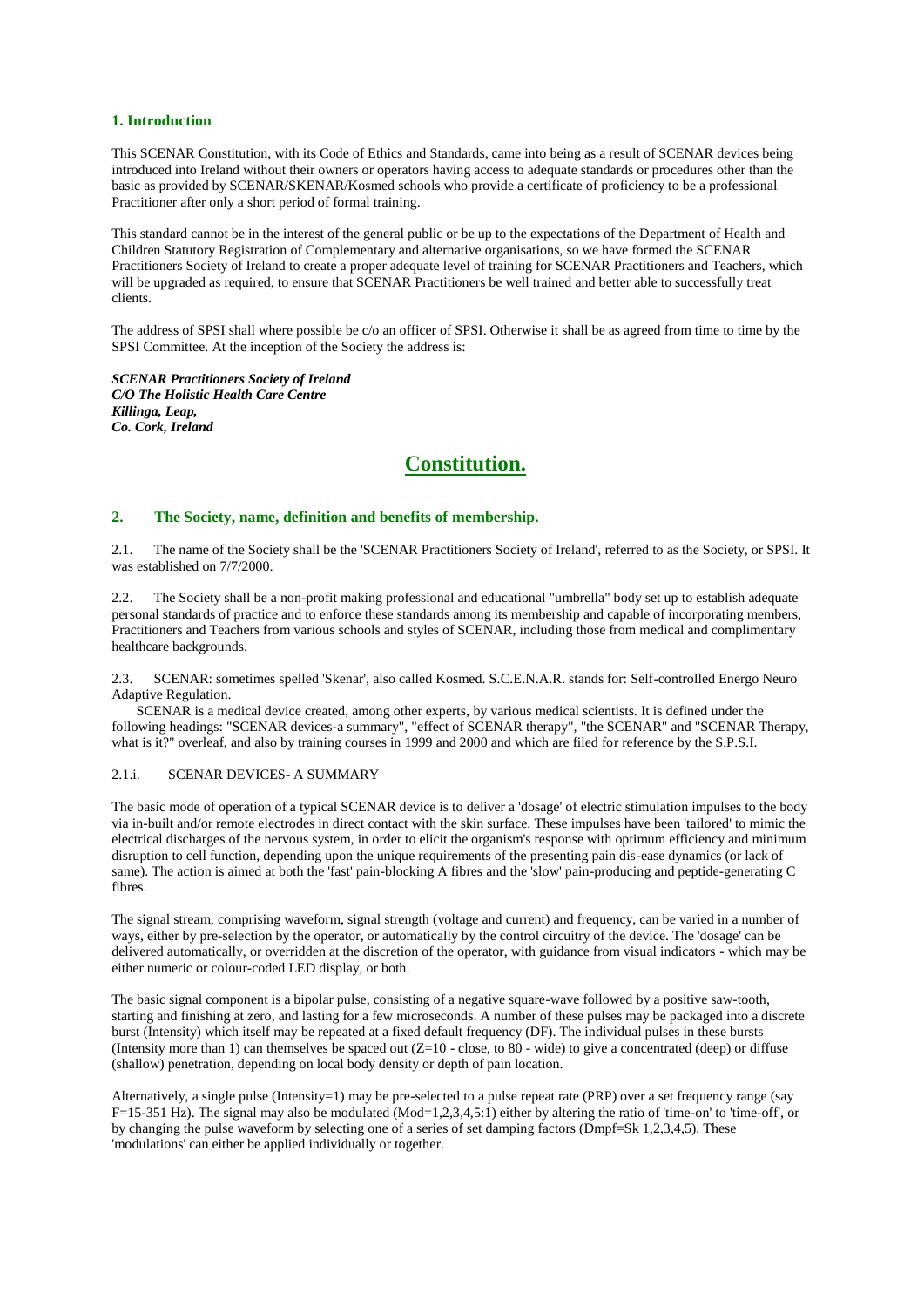## 1. Introduction

This SCENAR Constitution, with its Code of Ethics and Standards, came into being as a result of SCENAR devices being introduced into Ireland without their owners or operators having access to adequate standards or procedures other than the basic as provided by SCENAR/SKENAR/Kosmed schools who provide a certificate of proficiency to be a professional Practitioner after only a short period of formal training.

This standard cannot be in the interest of the general public or be up to the expectations of the Department of Health and Children Statutory Registration of Complementary and alternative organisations, so we have formed the SCENAR Practitioners Society of Ireland to create a proper adequate level of training for SCENAR Practitioners and Teachers, which will be upgraded as required, to ensure that SCENAR Practitioners be well trained and better able to successfully treat clients.

The address of SPSI shall where possible be c/o an officer of SPSI. Otherwise it shall be as agreed from time to time by the SPSI Committee. At the inception of the Society the address is:

***SCENAR Practitioners Society of Ireland***
***C/O The Holistic Health Care Centre***
***Killinga, Leap,***
***Co. Cork, Ireland***

# Constitution.

## 2. The Society, name, definition and benefits of membership.

2.1. The name of the Society shall be the 'SCENAR Practitioners Society of Ireland', referred to as the Society, or SPSI. It was established on 7/7/2000.

2.2. The Society shall be a non-profit making professional and educational "umbrella" body set up to establish adequate personal standards of practice and to enforce these standards among its membership and capable of incorporating members, Practitioners and Teachers from various schools and styles of SCENAR, including those from medical and complimentary healthcare backgrounds.

2.3. SCENAR: sometimes spelled 'Skenar', also called Kosmed. S.C.E.N.A.R. stands for: Self-controlled Energo Neuro Adaptive Regulation.

SCENAR is a medical device created, among other experts, by various medical scientists. It is defined under the following headings: "SCENAR devices-a summary", "effect of SCENAR therapy", "the SCENAR" and "SCENAR Therapy, what is it?" overleaf, and also by training courses in 1999 and 2000 and which are filed for reference by the S.P.S.I.

2.1.i. SCENAR DEVICES- A SUMMARY

The basic mode of operation of a typical SCENAR device is to deliver a 'dosage' of electric stimulation impulses to the body via in-built and/or remote electrodes in direct contact with the skin surface. These impulses have been 'tailored' to mimic the electrical discharges of the nervous system, in order to elicit the organism's response with optimum efficiency and minimum disruption to cell function, depending upon the unique requirements of the presenting pain dis-ease dynamics (or lack of same). The action is aimed at both the 'fast' pain-blocking A fibres and the 'slow' pain-producing and peptide-generating C fibres.

The signal stream, comprising waveform, signal strength (voltage and current) and frequency, can be varied in a number of ways, either by pre-selection by the operator, or automatically by the control circuitry of the device. The 'dosage' can be delivered automatically, or overridden at the discretion of the operator, with guidance from visual indicators - which may be either numeric or colour-coded LED display, or both.

The basic signal component is a bipolar pulse, consisting of a negative square-wave followed by a positive saw-tooth, starting and finishing at zero, and lasting for a few microseconds. A number of these pulses may be packaged into a discrete burst (Intensity) which itself may be repeated at a fixed default frequency (DF). The individual pulses in these bursts (Intensity more than 1) can themselves be spaced out (Z=10 - close, to 80 - wide) to give a concentrated (deep) or diffuse (shallow) penetration, depending on local body density or depth of pain location.

Alternatively, a single pulse (Intensity=1) may be pre-selected to a pulse repeat rate (PRP) over a set frequency range (say F=15-351 Hz). The signal may also be modulated (Mod=1,2,3,4,5:1) either by altering the ratio of 'time-on' to 'time-off', or by changing the pulse waveform by selecting one of a series of set damping factors (Dmpf=Sk 1,2,3,4,5). These 'modulations' can either be applied individually or together.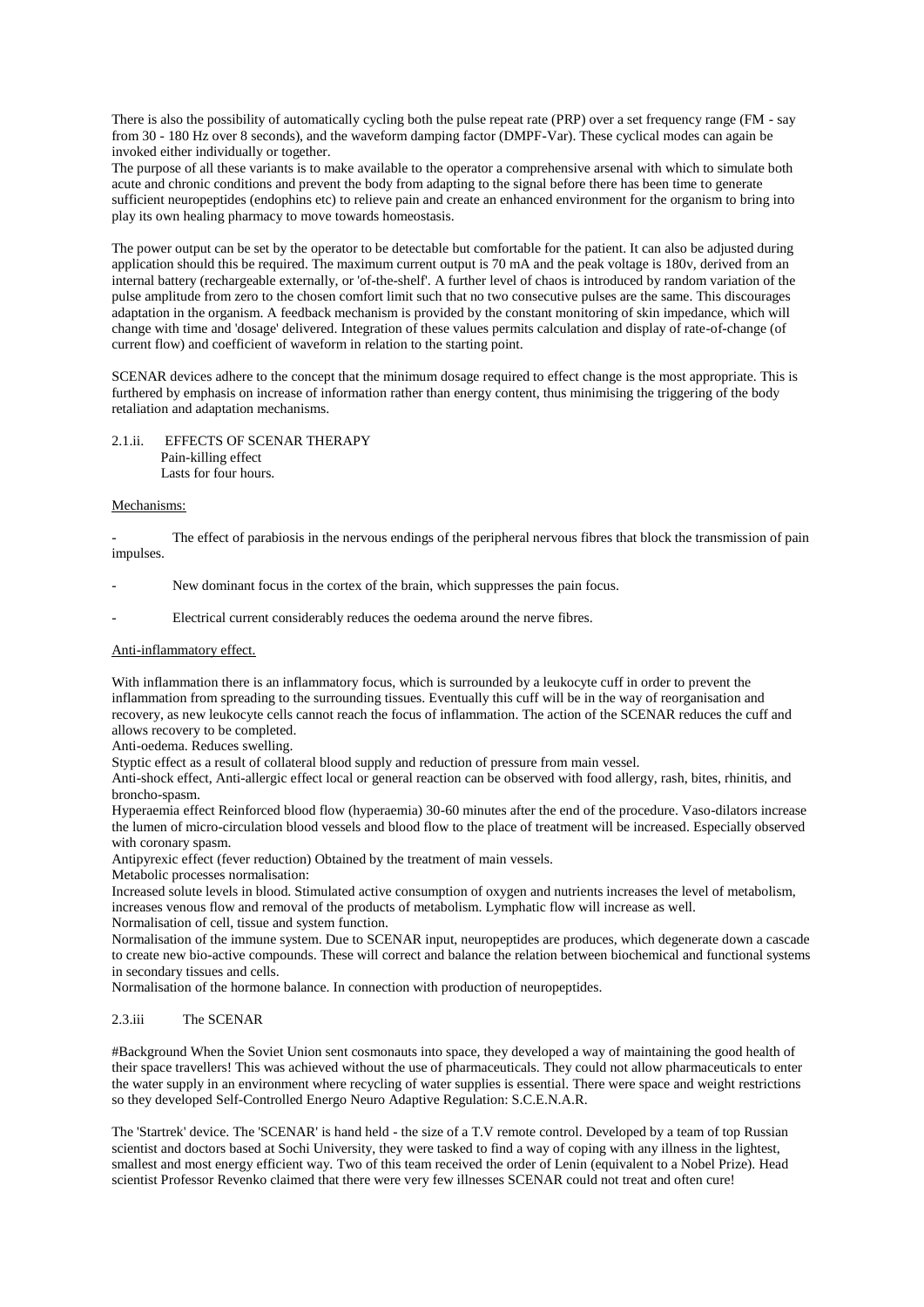There is also the possibility of automatically cycling both the pulse repeat rate (PRP) over a set frequency range (FM - say from 30 - 180 Hz over 8 seconds), and the waveform damping factor (DMPF-Var). These cyclical modes can again be invoked either individually or together.
The purpose of all these variants is to make available to the operator a comprehensive arsenal with which to simulate both acute and chronic conditions and prevent the body from adapting to the signal before there has been time to generate sufficient neuropeptides (endophins etc) to relieve pain and create an enhanced environment for the organism to bring into play its own healing pharmacy to move towards homeostasis.

The power output can be set by the operator to be detectable but comfortable for the patient. It can also be adjusted during application should this be required. The maximum current output is 70 mA and the peak voltage is 180v, derived from an internal battery (rechargeable externally, or 'of-the-shelf'. A further level of chaos is introduced by random variation of the pulse amplitude from zero to the chosen comfort limit such that no two consecutive pulses are the same. This discourages adaptation in the organism. A feedback mechanism is provided by the constant monitoring of skin impedance, which will change with time and 'dosage' delivered. Integration of these values permits calculation and display of rate-of-change (of current flow) and coefficient of waveform in relation to the starting point.

SCENAR devices adhere to the concept that the minimum dosage required to effect change is the most appropriate. This is furthered by emphasis on increase of information rather than energy content, thus minimising the triggering of the body retaliation and adaptation mechanisms.

2.1.ii. EFFECTS OF SCENAR THERAPY
Pain-killing effect
Lasts for four hours.

Mechanisms:

- The effect of parabiosis in the nervous endings of the peripheral nervous fibres that block the transmission of pain impulses.

- New dominant focus in the cortex of the brain, which suppresses the pain focus.

- Electrical current considerably reduces the oedema around the nerve fibres.

Anti-inflammatory effect.

With inflammation there is an inflammatory focus, which is surrounded by a leukocyte cuff in order to prevent the inflammation from spreading to the surrounding tissues. Eventually this cuff will be in the way of reorganisation and recovery, as new leukocyte cells cannot reach the focus of inflammation. The action of the SCENAR reduces the cuff and allows recovery to be completed.
Anti-oedema. Reduces swelling.
Styptic effect as a result of collateral blood supply and reduction of pressure from main vessel.
Anti-shock effect, Anti-allergic effect local or general reaction can be observed with food allergy, rash, bites, rhinitis, and broncho-spasm.
Hyperaemia effect Reinforced blood flow (hyperaemia) 30-60 minutes after the end of the procedure. Vaso-dilators increase the lumen of micro-circulation blood vessels and blood flow to the place of treatment will be increased. Especially observed with coronary spasm.
Antipyrexic effect (fever reduction) Obtained by the treatment of main vessels.
Metabolic processes normalisation:
Increased solute levels in blood. Stimulated active consumption of oxygen and nutrients increases the level of metabolism, increases venous flow and removal of the products of metabolism. Lymphatic flow will increase as well.
Normalisation of cell, tissue and system function.
Normalisation of the immune system. Due to SCENAR input, neuropeptides are produces, which degenerate down a cascade to create new bio-active compounds. These will correct and balance the relation between biochemical and functional systems in secondary tissues and cells.
Normalisation of the hormone balance. In connection with production of neuropeptides.

2.3.iii The SCENAR

#Background When the Soviet Union sent cosmonauts into space, they developed a way of maintaining the good health of their space travellers! This was achieved without the use of pharmaceuticals. They could not allow pharmaceuticals to enter the water supply in an environment where recycling of water supplies is essential. There were space and weight restrictions so they developed Self-Controlled Energo Neuro Adaptive Regulation: S.C.E.N.A.R.

The 'Startrek' device. The 'SCENAR' is hand held - the size of a T.V remote control. Developed by a team of top Russian scientist and doctors based at Sochi University, they were tasked to find a way of coping with any illness in the lightest, smallest and most energy efficient way. Two of this team received the order of Lenin (equivalent to a Nobel Prize). Head scientist Professor Revenko claimed that there were very few illnesses SCENAR could not treat and often cure!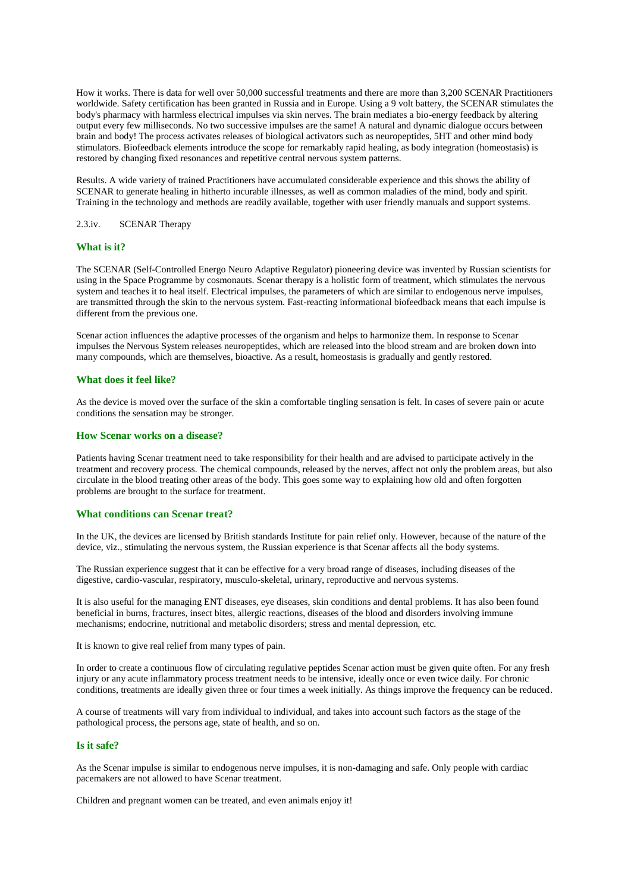How it works. There is data for well over 50,000 successful treatments and there are more than 3,200 SCENAR Practitioners worldwide. Safety certification has been granted in Russia and in Europe. Using a 9 volt battery, the SCENAR stimulates the body's pharmacy with harmless electrical impulses via skin nerves. The brain mediates a bio-energy feedback by altering output every few milliseconds. No two successive impulses are the same! A natural and dynamic dialogue occurs between brain and body! The process activates releases of biological activators such as neuropeptides, 5HT and other mind body stimulators. Biofeedback elements introduce the scope for remarkably rapid healing, as body integration (homeostasis) is restored by changing fixed resonances and repetitive central nervous system patterns.

Results. A wide variety of trained Practitioners have accumulated considerable experience and this shows the ability of SCENAR to generate healing in hitherto incurable illnesses, as well as common maladies of the mind, body and spirit. Training in the technology and methods are readily available, together with user friendly manuals and support systems.

2.3.iv. SCENAR Therapy

### What is it?

The SCENAR (Self-Controlled Energo Neuro Adaptive Regulator) pioneering device was invented by Russian scientists for using in the Space Programme by cosmonauts. Scenar therapy is a holistic form of treatment, which stimulates the nervous system and teaches it to heal itself. Electrical impulses, the parameters of which are similar to endogenous nerve impulses, are transmitted through the skin to the nervous system. Fast-reacting informational biofeedback means that each impulse is different from the previous one.

Scenar action influences the adaptive processes of the organism and helps to harmonize them. In response to Scenar impulses the Nervous System releases neuropeptides, which are released into the blood stream and are broken down into many compounds, which are themselves, bioactive. As a result, homeostasis is gradually and gently restored.

### What does it feel like?

As the device is moved over the surface of the skin a comfortable tingling sensation is felt. In cases of severe pain or acute conditions the sensation may be stronger.

### How Scenar works on a disease?

Patients having Scenar treatment need to take responsibility for their health and are advised to participate actively in the treatment and recovery process. The chemical compounds, released by the nerves, affect not only the problem areas, but also circulate in the blood treating other areas of the body. This goes some way to explaining how old and often forgotten problems are brought to the surface for treatment.

### What conditions can Scenar treat?

In the UK, the devices are licensed by British standards Institute for pain relief only. However, because of the nature of the device, viz., stimulating the nervous system, the Russian experience is that Scenar affects all the body systems.

The Russian experience suggest that it can be effective for a very broad range of diseases, including diseases of the digestive, cardio-vascular, respiratory, musculo-skeletal, urinary, reproductive and nervous systems.

It is also useful for the managing ENT diseases, eye diseases, skin conditions and dental problems. It has also been found beneficial in burns, fractures, insect bites, allergic reactions, diseases of the blood and disorders involving immune mechanisms; endocrine, nutritional and metabolic disorders; stress and mental depression, etc.

It is known to give real relief from many types of pain.

In order to create a continuous flow of circulating regulative peptides Scenar action must be given quite often. For any fresh injury or any acute inflammatory process treatment needs to be intensive, ideally once or even twice daily. For chronic conditions, treatments are ideally given three or four times a week initially. As things improve the frequency can be reduced.

A course of treatments will vary from individual to individual, and takes into account such factors as the stage of the pathological process, the persons age, state of health, and so on.

### Is it safe?

As the Scenar impulse is similar to endogenous nerve impulses, it is non-damaging and safe. Only people with cardiac pacemakers are not allowed to have Scenar treatment.

Children and pregnant women can be treated, and even animals enjoy it!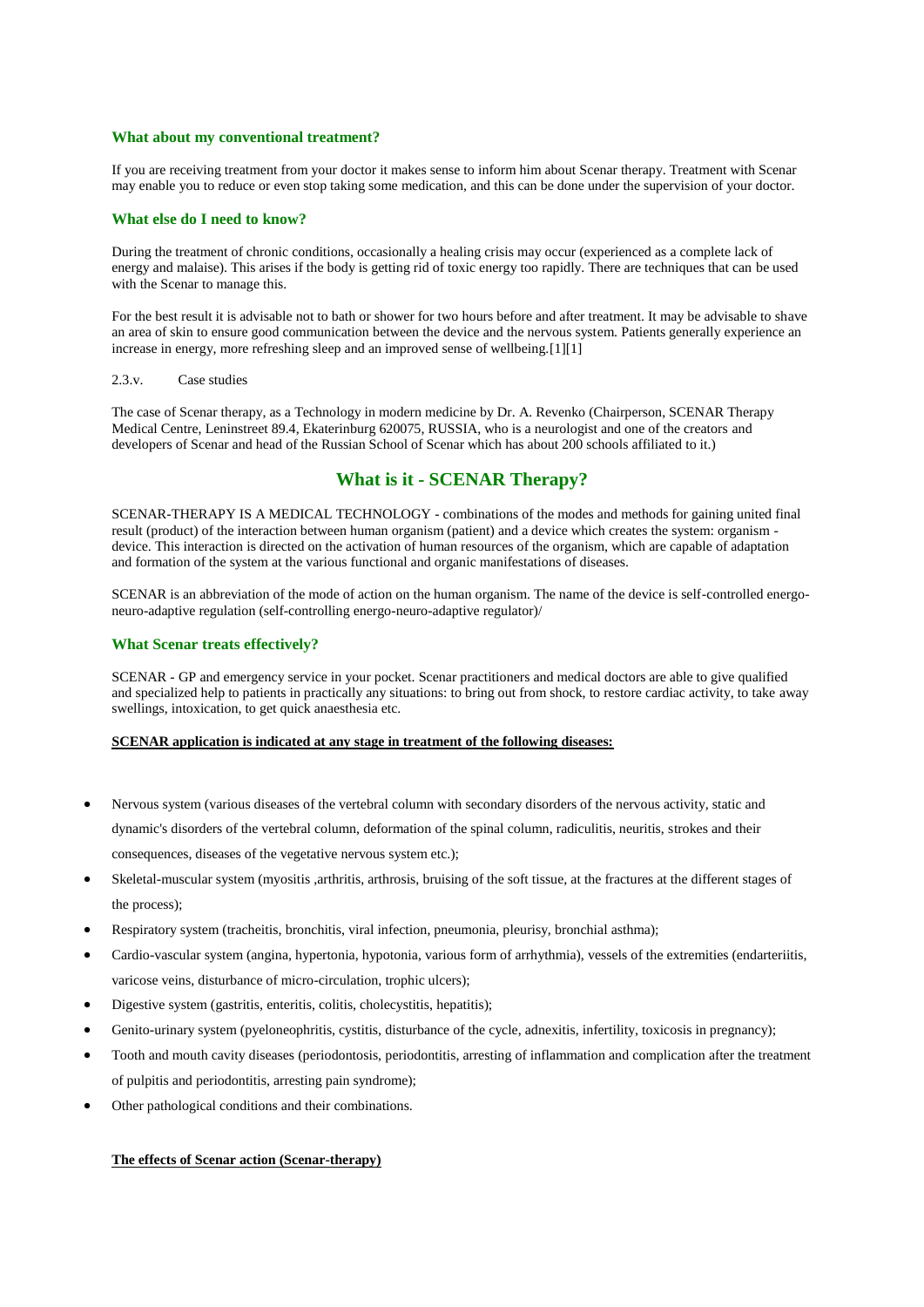### What about my conventional treatment?

If you are receiving treatment from your doctor it makes sense to inform him about Scenar therapy. Treatment with Scenar may enable you to reduce or even stop taking some medication, and this can be done under the supervision of your doctor.

### What else do I need to know?

During the treatment of chronic conditions, occasionally a healing crisis may occur (experienced as a complete lack of energy and malaise). This arises if the body is getting rid of toxic energy too rapidly. There are techniques that can be used with the Scenar to manage this.

For the best result it is advisable not to bath or shower for two hours before and after treatment. It may be advisable to shave an area of skin to ensure good communication between the device and the nervous system. Patients generally experience an increase in energy, more refreshing sleep and an improved sense of wellbeing.[1][1]

2.3.v. Case studies

The case of Scenar therapy, as a Technology in modern medicine by Dr. A. Revenko (Chairperson, SCENAR Therapy Medical Centre, Leninstreet 89.4, Ekaterinburg 620075, RUSSIA, who is a neurologist and one of the creators and developers of Scenar and head of the Russian School of Scenar which has about 200 schools affiliated to it.)

## What is it - SCENAR Therapy?

SCENAR-THERAPY IS A MEDICAL TECHNOLOGY - combinations of the modes and methods for gaining united final result (product) of the interaction between human organism (patient) and a device which creates the system: organism - device. This interaction is directed on the activation of human resources of the organism, which are capable of adaptation and formation of the system at the various functional and organic manifestations of diseases.

SCENAR is an abbreviation of the mode of action on the human organism. The name of the device is self-controlled energo-neuro-adaptive regulation (self-controlling energo-neuro-adaptive regulator)/

### What Scenar treats effectively?

SCENAR - GP and emergency service in your pocket. Scenar practitioners and medical doctors are able to give qualified and specialized help to patients in practically any situations: to bring out from shock, to restore cardiac activity, to take away swellings, intoxication, to get quick anaesthesia etc.

**SCENAR application is indicated at any stage in treatment of the following diseases:**

- Nervous system (various diseases of the vertebral column with secondary disorders of the nervous activity, static and dynamic's disorders of the vertebral column, deformation of the spinal column, radiculitis, neuritis, strokes and their consequences, diseases of the vegetative nervous system etc.);
- Skeletal-muscular system (myositis ,arthritis, arthrosis, bruising of the soft tissue, at the fractures at the different stages of the process);
- Respiratory system (tracheitis, bronchitis, viral infection, pneumonia, pleurisy, bronchial asthma);
- Cardio-vascular system (angina, hypertonia, hypotonia, various form of arrhythmia), vessels of the extremities (endarteriitis, varicose veins, disturbance of micro-circulation, trophic ulcers);
- Digestive system (gastritis, enteritis, colitis, cholecystitis, hepatitis);
- Genito-urinary system (pyeloneophritis, cystitis, disturbance of the cycle, adnexitis, infertility, toxicosis in pregnancy);
- Tooth and mouth cavity diseases (periodontosis, periodontitis, arresting of inflammation and complication after the treatment of pulpitis and periodontitis, arresting pain syndrome);
- Other pathological conditions and their combinations.

**The effects of Scenar action (Scenar-therapy)**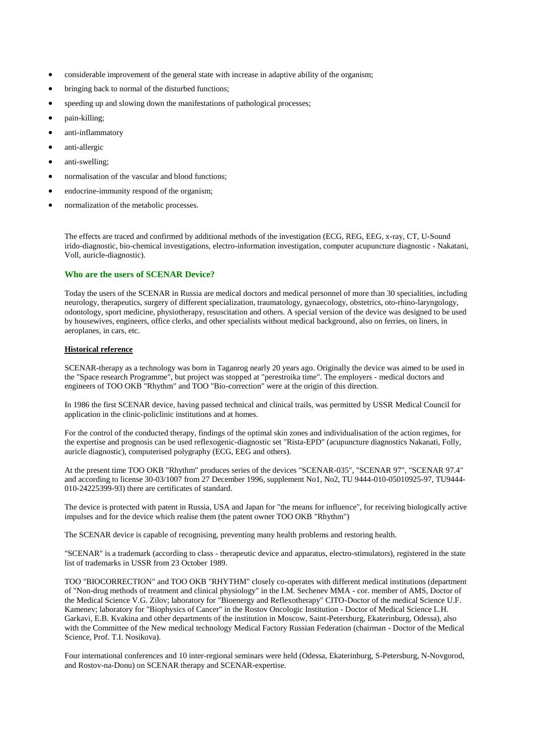- considerable improvement of the general state with increase in adaptive ability of the organism;
- bringing back to normal of the disturbed functions;
- speeding up and slowing down the manifestations of pathological processes;
- pain-killing;
- anti-inflammatory
- anti-allergic
- anti-swelling;
- normalisation of the vascular and blood functions;
- endocrine-immunity respond of the organism;
- normalization of the metabolic processes.

The effects are traced and confirmed by additional methods of the investigation (ECG, REG, EEG, x-ray, CT, U-Sound irido-diagnostic, bio-chemical investigations, electro-information investigation, computer acupuncture diagnostic - Nakatani, Voll, auricle-diagnostic).

### Who are the users of SCENAR Device?

Today the users of the SCENAR in Russia are medical doctors and medical personnel of more than 30 specialities, including neurology, therapeutics, surgery of different specialization, traumatology, gynaecology, obstetrics, oto-rhino-laryngology, odontology, sport medicine, physiotherapy, resuscitation and others. A special version of the device was designed to be used by housewives, engineers, office clerks, and other specialists without medical background, also on ferries, on liners, in aeroplanes, in cars, etc.

**Historical reference**

SCENAR-therapy as a technology was born in Taganrog nearly 20 years ago. Originally the device was aimed to be used in the "Space research Programme", but project was stopped at "perestroika time". The employers - medical doctors and engineers of TOO OKB "Rhythm" and TOO "Bio-correction" were at the origin of this direction.

In 1986 the first SCENAR device, having passed technical and clinical trails, was permitted by USSR Medical Council for application in the clinic-policlinic institutions and at homes.

For the control of the conducted therapy, findings of the optimal skin zones and individualisation of the action regimes, for the expertise and prognosis can be used reflexogenic-diagnostic set "Rista-EPD" (acupuncture diagnostics Nakanati, Folly, auricle diagnostic), computerised polygraphy (ECG, EEG and others).

At the present time TOO OKB "Rhythm" produces series of the devices "SCENAR-035", "SCENAR 97", "SCENAR 97.4" and according to license 30-03/1007 from 27 December 1996, supplement No1, No2, TU 9444-010-05010925-97, TU9444-010-24225399-93) there are certificates of standard.

The device is protected with patent in Russia, USA and Japan for "the means for influence", for receiving biologically active impulses and for the device which realise them (the patent owner TOO OKB "Rhythm")

The SCENAR device is capable of recognising, preventing many health problems and restoring health.

"SCENAR" is a trademark (according to class - therapeutic device and apparatus, electro-stimulators), registered in the state list of trademarks in USSR from 23 October 1989.

TOO "BIOCORRECTION" and TOO OKB "RHYTHM" closely co-operates with different medical institutions (department of "Non-drug methods of treatment and clinical physiology" in the I.M. Sechenev MMA - cor. member of AMS, Doctor of the Medical Science V.G. Zilov; laboratory for "Bioenergy and Reflexotherapy" CITO-Doctor of the medical Science U.F. Kamenev; laboratory for "Biophysics of Cancer" in the Rostov Oncologic Institution - Doctor of Medical Science L.H. Garkavi, E.B. Kvakina and other departments of the institution in Moscow, Saint-Petersburg, Ekaterinburg, Odessa), also with the Committee of the New medical technology Medical Factory Russian Federation (chairman - Doctor of the Medical Science, Prof. T.I. Nosikova).

Four international conferences and 10 inter-regional seminars were held (Odessa, Ekaterinburg, S-Petersburg, N-Novgorod, and Rostov-na-Donu) on SCENAR therapy and SCENAR-expertise.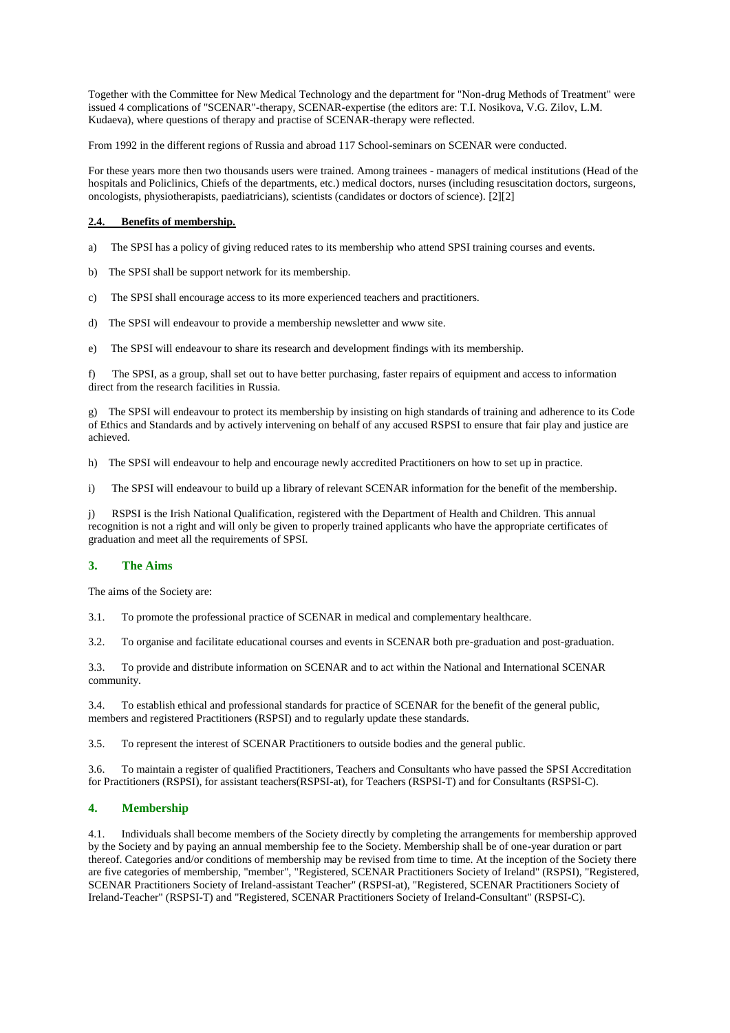Together with the Committee for New Medical Technology and the department for "Non-drug Methods of Treatment" were issued 4 complications of "SCENAR"-therapy, SCENAR-expertise (the editors are: T.I. Nosikova, V.G. Zilov, L.M. Kudaeva), where questions of therapy and practise of SCENAR-therapy were reflected.

From 1992 in the different regions of Russia and abroad 117 School-seminars on SCENAR were conducted.

For these years more then two thousands users were trained. Among trainees - managers of medical institutions (Head of the hospitals and Policlinics, Chiefs of the departments, etc.) medical doctors, nurses (including resuscitation doctors, surgeons, oncologists, physiotherapists, paediatricians), scientists (candidates or doctors of science). [2][2]

### 2.4. Benefits of membership.

a) The SPSI has a policy of giving reduced rates to its membership who attend SPSI training courses and events.

b) The SPSI shall be support network for its membership.

c) The SPSI shall encourage access to its more experienced teachers and practitioners.

d) The SPSI will endeavour to provide a membership newsletter and www site.

e) The SPSI will endeavour to share its research and development findings with its membership.

f) The SPSI, as a group, shall set out to have better purchasing, faster repairs of equipment and access to information direct from the research facilities in Russia.

g) The SPSI will endeavour to protect its membership by insisting on high standards of training and adherence to its Code of Ethics and Standards and by actively intervening on behalf of any accused RSPSI to ensure that fair play and justice are achieved.

h) The SPSI will endeavour to help and encourage newly accredited Practitioners on how to set up in practice.

i) The SPSI will endeavour to build up a library of relevant SCENAR information for the benefit of the membership.

j) RSPSI is the Irish National Qualification, registered with the Department of Health and Children. This annual recognition is not a right and will only be given to properly trained applicants who have the appropriate certificates of graduation and meet all the requirements of SPSI.

## 3. The Aims

The aims of the Society are:

3.1. To promote the professional practice of SCENAR in medical and complementary healthcare.

3.2. To organise and facilitate educational courses and events in SCENAR both pre-graduation and post-graduation.

3.3. To provide and distribute information on SCENAR and to act within the National and International SCENAR community.

3.4. To establish ethical and professional standards for practice of SCENAR for the benefit of the general public, members and registered Practitioners (RSPSI) and to regularly update these standards.

3.5. To represent the interest of SCENAR Practitioners to outside bodies and the general public.

3.6. To maintain a register of qualified Practitioners, Teachers and Consultants who have passed the SPSI Accreditation for Practitioners (RSPSI), for assistant teachers(RSPSI-at), for Teachers (RSPSI-T) and for Consultants (RSPSI-C).

## 4. Membership

4.1. Individuals shall become members of the Society directly by completing the arrangements for membership approved by the Society and by paying an annual membership fee to the Society. Membership shall be of one-year duration or part thereof. Categories and/or conditions of membership may be revised from time to time. At the inception of the Society there are five categories of membership, "member", "Registered, SCENAR Practitioners Society of Ireland" (RSPSI), "Registered, SCENAR Practitioners Society of Ireland-assistant Teacher" (RSPSI-at), "Registered, SCENAR Practitioners Society of Ireland-Teacher" (RSPSI-T) and "Registered, SCENAR Practitioners Society of Ireland-Consultant" (RSPSI-C).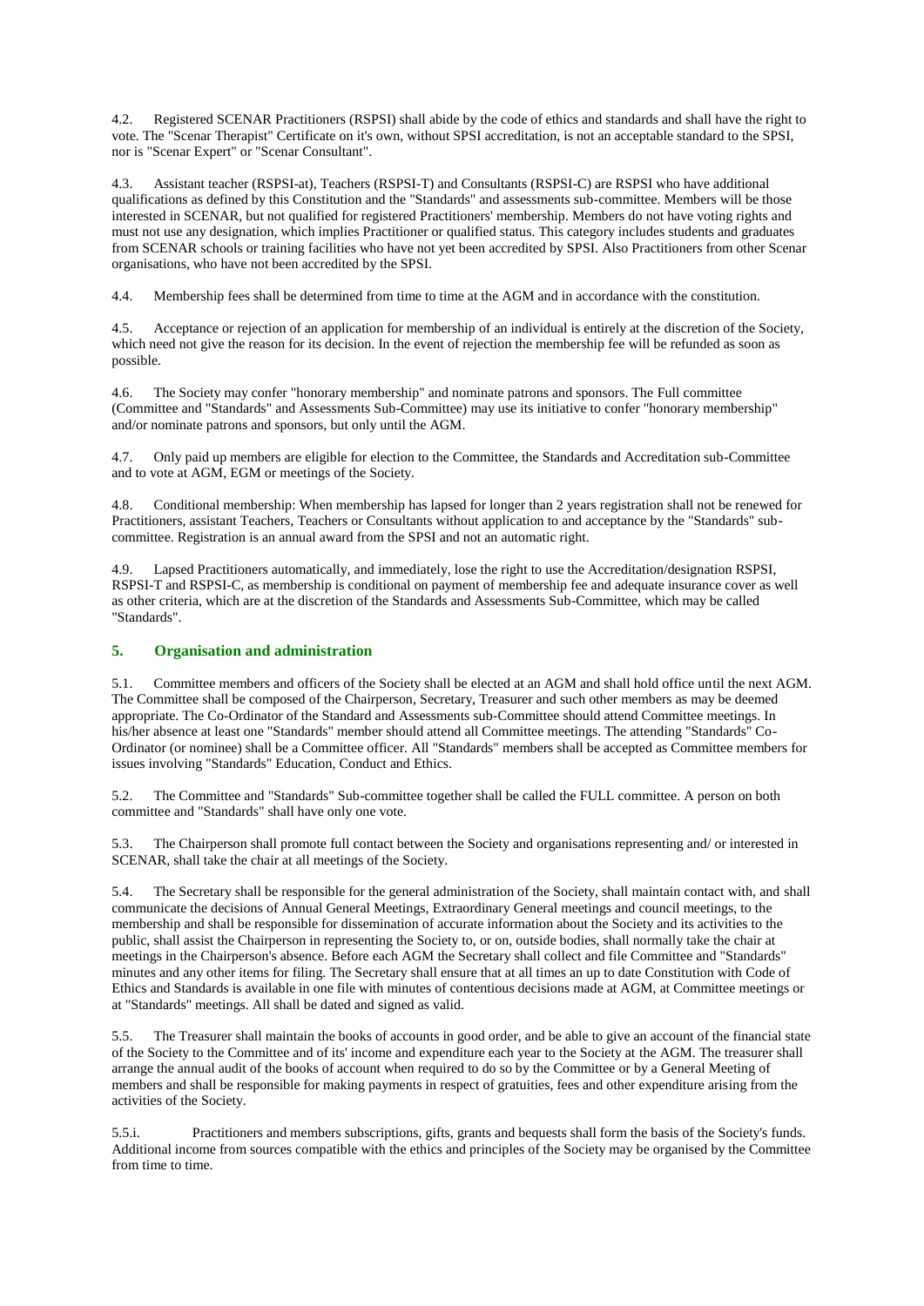4.2. Registered SCENAR Practitioners (RSPSI) shall abide by the code of ethics and standards and shall have the right to vote. The "Scenar Therapist" Certificate on it's own, without SPSI accreditation, is not an acceptable standard to the SPSI, nor is "Scenar Expert" or "Scenar Consultant".

4.3. Assistant teacher (RSPSI-at), Teachers (RSPSI-T) and Consultants (RSPSI-C) are RSPSI who have additional qualifications as defined by this Constitution and the "Standards" and assessments sub-committee. Members will be those interested in SCENAR, but not qualified for registered Practitioners' membership. Members do not have voting rights and must not use any designation, which implies Practitioner or qualified status. This category includes students and graduates from SCENAR schools or training facilities who have not yet been accredited by SPSI. Also Practitioners from other Scenar organisations, who have not been accredited by the SPSI.

4.4. Membership fees shall be determined from time to time at the AGM and in accordance with the constitution.

4.5. Acceptance or rejection of an application for membership of an individual is entirely at the discretion of the Society, which need not give the reason for its decision. In the event of rejection the membership fee will be refunded as soon as possible.

4.6. The Society may confer "honorary membership" and nominate patrons and sponsors. The Full committee (Committee and "Standards" and Assessments Sub-Committee) may use its initiative to confer "honorary membership" and/or nominate patrons and sponsors, but only until the AGM.

4.7. Only paid up members are eligible for election to the Committee, the Standards and Accreditation sub-Committee and to vote at AGM, EGM or meetings of the Society.

4.8. Conditional membership: When membership has lapsed for longer than 2 years registration shall not be renewed for Practitioners, assistant Teachers, Teachers or Consultants without application to and acceptance by the "Standards" sub-committee. Registration is an annual award from the SPSI and not an automatic right.

4.9. Lapsed Practitioners automatically, and immediately, lose the right to use the Accreditation/designation RSPSI, RSPSI-T and RSPSI-C, as membership is conditional on payment of membership fee and adequate insurance cover as well as other criteria, which are at the discretion of the Standards and Assessments Sub-Committee, which may be called "Standards".

## 5. Organisation and administration

5.1. Committee members and officers of the Society shall be elected at an AGM and shall hold office until the next AGM. The Committee shall be composed of the Chairperson, Secretary, Treasurer and such other members as may be deemed appropriate. The Co-Ordinator of the Standard and Assessments sub-Committee should attend Committee meetings. In his/her absence at least one "Standards" member should attend all Committee meetings. The attending "Standards" Co-Ordinator (or nominee) shall be a Committee officer. All "Standards" members shall be accepted as Committee members for issues involving "Standards" Education, Conduct and Ethics.

5.2. The Committee and "Standards" Sub-committee together shall be called the FULL committee. A person on both committee and "Standards" shall have only one vote.

5.3. The Chairperson shall promote full contact between the Society and organisations representing and/ or interested in SCENAR, shall take the chair at all meetings of the Society.

5.4. The Secretary shall be responsible for the general administration of the Society, shall maintain contact with, and shall communicate the decisions of Annual General Meetings, Extraordinary General meetings and council meetings, to the membership and shall be responsible for dissemination of accurate information about the Society and its activities to the public, shall assist the Chairperson in representing the Society to, or on, outside bodies, shall normally take the chair at meetings in the Chairperson's absence. Before each AGM the Secretary shall collect and file Committee and "Standards" minutes and any other items for filing. The Secretary shall ensure that at all times an up to date Constitution with Code of Ethics and Standards is available in one file with minutes of contentious decisions made at AGM, at Committee meetings or at "Standards" meetings. All shall be dated and signed as valid.

5.5. The Treasurer shall maintain the books of accounts in good order, and be able to give an account of the financial state of the Society to the Committee and of its' income and expenditure each year to the Society at the AGM. The treasurer shall arrange the annual audit of the books of account when required to do so by the Committee or by a General Meeting of members and shall be responsible for making payments in respect of gratuities, fees and other expenditure arising from the activities of the Society.

5.5.i. Practitioners and members subscriptions, gifts, grants and bequests shall form the basis of the Society's funds. Additional income from sources compatible with the ethics and principles of the Society may be organised by the Committee from time to time.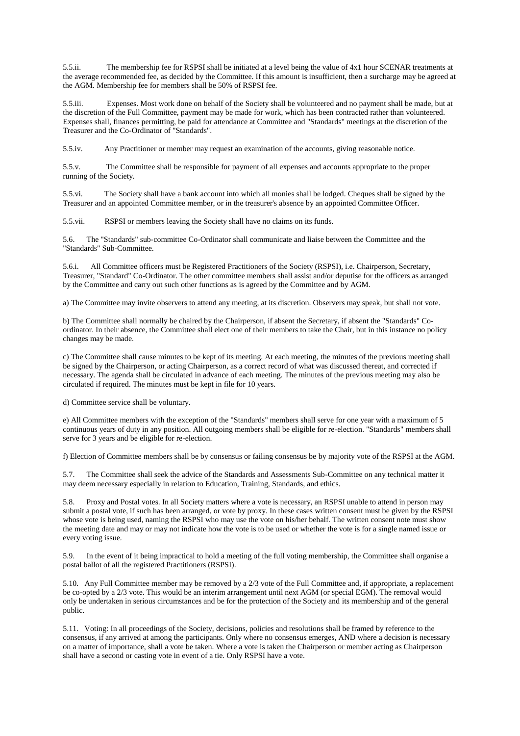5.5.ii. The membership fee for RSPSI shall be initiated at a level being the value of 4x1 hour SCENAR treatments at the average recommended fee, as decided by the Committee. If this amount is insufficient, then a surcharge may be agreed at the AGM. Membership fee for members shall be 50% of RSPSI fee.

5.5.iii. Expenses. Most work done on behalf of the Society shall be volunteered and no payment shall be made, but at the discretion of the Full Committee, payment may be made for work, which has been contracted rather than volunteered. Expenses shall, finances permitting, be paid for attendance at Committee and "Standards" meetings at the discretion of the Treasurer and the Co-Ordinator of "Standards".

5.5.iv. Any Practitioner or member may request an examination of the accounts, giving reasonable notice.

5.5.v. The Committee shall be responsible for payment of all expenses and accounts appropriate to the proper running of the Society.

5.5.vi. The Society shall have a bank account into which all monies shall be lodged. Cheques shall be signed by the Treasurer and an appointed Committee member, or in the treasurer's absence by an appointed Committee Officer.

5.5.vii. RSPSI or members leaving the Society shall have no claims on its funds.

5.6. The "Standards" sub-committee Co-Ordinator shall communicate and liaise between the Committee and the "Standards" Sub-Committee.

5.6.i. All Committee officers must be Registered Practitioners of the Society (RSPSI), i.e. Chairperson, Secretary, Treasurer, "Standard" Co-Ordinator. The other committee members shall assist and/or deputise for the officers as arranged by the Committee and carry out such other functions as is agreed by the Committee and by AGM.

a) The Committee may invite observers to attend any meeting, at its discretion. Observers may speak, but shall not vote.

b) The Committee shall normally be chaired by the Chairperson, if absent the Secretary, if absent the "Standards" Co-ordinator. In their absence, the Committee shall elect one of their members to take the Chair, but in this instance no policy changes may be made.

c) The Committee shall cause minutes to be kept of its meeting. At each meeting, the minutes of the previous meeting shall be signed by the Chairperson, or acting Chairperson, as a correct record of what was discussed thereat, and corrected if necessary. The agenda shall be circulated in advance of each meeting. The minutes of the previous meeting may also be circulated if required. The minutes must be kept in file for 10 years.

d) Committee service shall be voluntary.

e) All Committee members with the exception of the "Standards" members shall serve for one year with a maximum of 5 continuous years of duty in any position. All outgoing members shall be eligible for re-election. "Standards" members shall serve for 3 years and be eligible for re-election.

f) Election of Committee members shall be by consensus or failing consensus be by majority vote of the RSPSI at the AGM.

5.7. The Committee shall seek the advice of the Standards and Assessments Sub-Committee on any technical matter it may deem necessary especially in relation to Education, Training, Standards, and ethics.

5.8. Proxy and Postal votes. In all Society matters where a vote is necessary, an RSPSI unable to attend in person may submit a postal vote, if such has been arranged, or vote by proxy. In these cases written consent must be given by the RSPSI whose vote is being used, naming the RSPSI who may use the vote on his/her behalf. The written consent note must show the meeting date and may or may not indicate how the vote is to be used or whether the vote is for a single named issue or every voting issue.

5.9. In the event of it being impractical to hold a meeting of the full voting membership, the Committee shall organise a postal ballot of all the registered Practitioners (RSPSI).

5.10. Any Full Committee member may be removed by a 2/3 vote of the Full Committee and, if appropriate, a replacement be co-opted by a 2/3 vote. This would be an interim arrangement until next AGM (or special EGM). The removal would only be undertaken in serious circumstances and be for the protection of the Society and its membership and of the general public.

5.11. Voting: In all proceedings of the Society, decisions, policies and resolutions shall be framed by reference to the consensus, if any arrived at among the participants. Only where no consensus emerges, AND where a decision is necessary on a matter of importance, shall a vote be taken. Where a vote is taken the Chairperson or member acting as Chairperson shall have a second or casting vote in event of a tie. Only RSPSI have a vote.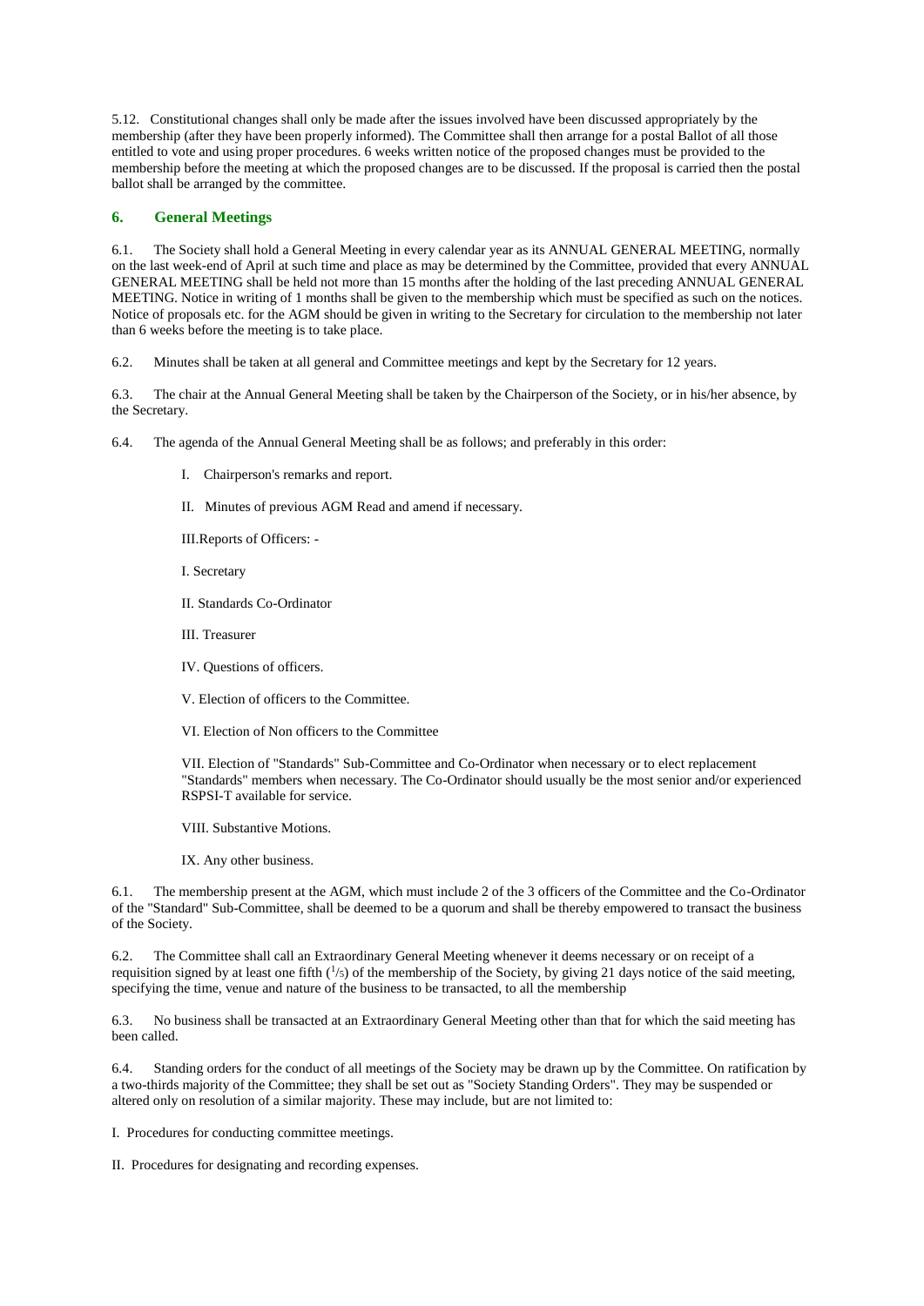5.12. Constitutional changes shall only be made after the issues involved have been discussed appropriately by the membership (after they have been properly informed). The Committee shall then arrange for a postal Ballot of all those entitled to vote and using proper procedures. 6 weeks written notice of the proposed changes must be provided to the membership before the meeting at which the proposed changes are to be discussed. If the proposal is carried then the postal ballot shall be arranged by the committee.

## 6. General Meetings

6.1. The Society shall hold a General Meeting in every calendar year as its ANNUAL GENERAL MEETING, normally on the last week-end of April at such time and place as may be determined by the Committee, provided that every ANNUAL GENERAL MEETING shall be held not more than 15 months after the holding of the last preceding ANNUAL GENERAL MEETING. Notice in writing of 1 months shall be given to the membership which must be specified as such on the notices. Notice of proposals etc. for the AGM should be given in writing to the Secretary for circulation to the membership not later than 6 weeks before the meeting is to take place.

6.2. Minutes shall be taken at all general and Committee meetings and kept by the Secretary for 12 years.

6.3. The chair at the Annual General Meeting shall be taken by the Chairperson of the Society, or in his/her absence, by the Secretary.

6.4. The agenda of the Annual General Meeting shall be as follows; and preferably in this order:

I. Chairperson's remarks and report.

II. Minutes of previous AGM Read and amend if necessary.

III.Reports of Officers: -

I. Secretary

II. Standards Co-Ordinator

III. Treasurer

IV. Questions of officers.

V. Election of officers to the Committee.

VI. Election of Non officers to the Committee

VII. Election of "Standards" Sub-Committee and Co-Ordinator when necessary or to elect replacement "Standards" members when necessary. The Co-Ordinator should usually be the most senior and/or experienced RSPSI-T available for service.

VIII. Substantive Motions.

IX. Any other business.

6.1. The membership present at the AGM, which must include 2 of the 3 officers of the Committee and the Co-Ordinator of the "Standard" Sub-Committee, shall be deemed to be a quorum and shall be thereby empowered to transact the business of the Society.

6.2. The Committee shall call an Extraordinary General Meeting whenever it deems necessary or on receipt of a requisition signed by at least one fifth ($^{1}/_{5}$) of the membership of the Society, by giving 21 days notice of the said meeting, specifying the time, venue and nature of the business to be transacted, to all the membership

6.3. No business shall be transacted at an Extraordinary General Meeting other than that for which the said meeting has been called.

6.4. Standing orders for the conduct of all meetings of the Society may be drawn up by the Committee. On ratification by a two-thirds majority of the Committee; they shall be set out as "Society Standing Orders". They may be suspended or altered only on resolution of a similar majority. These may include, but are not limited to:

I. Procedures for conducting committee meetings.

II. Procedures for designating and recording expenses.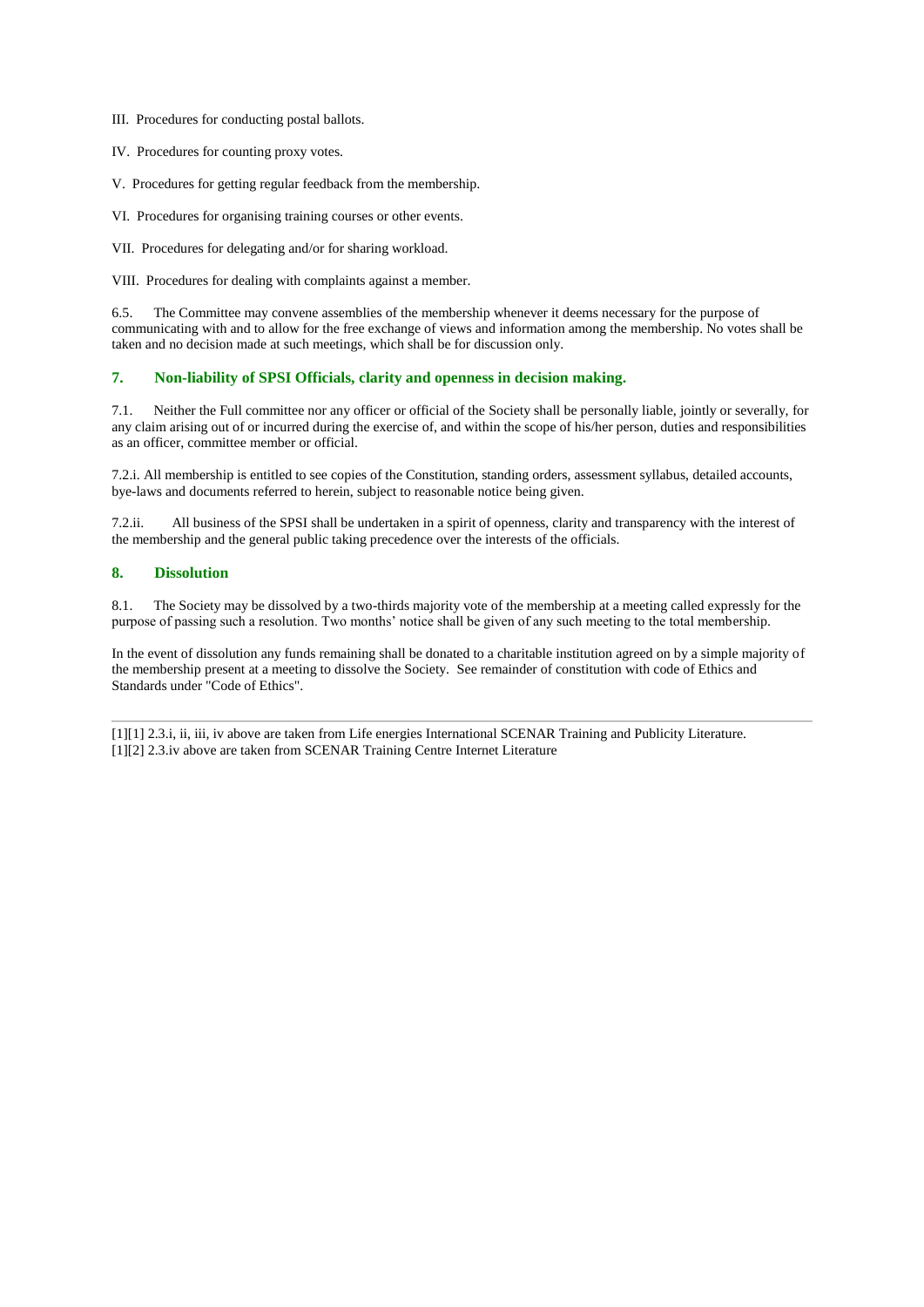III. Procedures for conducting postal ballots.

IV. Procedures for counting proxy votes.

V. Procedures for getting regular feedback from the membership.

VI. Procedures for organising training courses or other events.

VII. Procedures for delegating and/or for sharing workload.

VIII. Procedures for dealing with complaints against a member.

6.5. The Committee may convene assemblies of the membership whenever it deems necessary for the purpose of communicating with and to allow for the free exchange of views and information among the membership. No votes shall be taken and no decision made at such meetings, which shall be for discussion only.

## 7. Non-liability of SPSI Officials, clarity and openness in decision making.

7.1. Neither the Full committee nor any officer or official of the Society shall be personally liable, jointly or severally, for any claim arising out of or incurred during the exercise of, and within the scope of his/her person, duties and responsibilities as an officer, committee member or official.

7.2.i. All membership is entitled to see copies of the Constitution, standing orders, assessment syllabus, detailed accounts, bye-laws and documents referred to herein, subject to reasonable notice being given.

7.2.ii. All business of the SPSI shall be undertaken in a spirit of openness, clarity and transparency with the interest of the membership and the general public taking precedence over the interests of the officials.

## 8. Dissolution

8.1. The Society may be dissolved by a two-thirds majority vote of the membership at a meeting called expressly for the purpose of passing such a resolution. Two months' notice shall be given of any such meeting to the total membership.

In the event of dissolution any funds remaining shall be donated to a charitable institution agreed on by a simple majority of the membership present at a meeting to dissolve the Society. See remainder of constitution with code of Ethics and Standards under "Code of Ethics".

---

[1][1] 2.3.i, ii, iii, iv above are taken from Life energies International SCENAR Training and Publicity Literature.
[1][2] 2.3.iv above are taken from SCENAR Training Centre Internet Literature